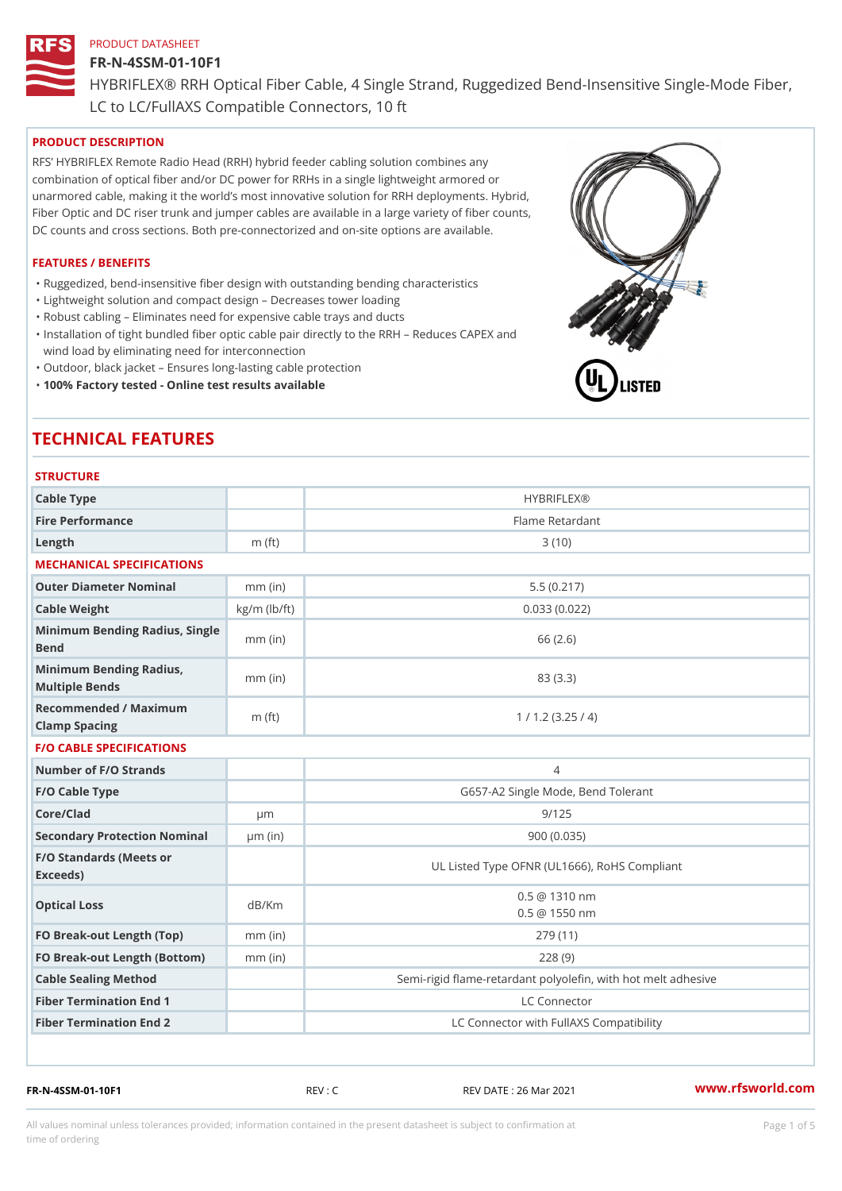PRODUCT DATASHEET

# FR-N-4SSM-01-10F1

## HYBRIFLEX® RRH Optical Fiber Cable, 4 Single Strand, Ruggedized Bend-Insensitive Single-Mode Fiber, LC to LC/FullAXS Compatible Connectors, 10 ft

### PRODUCT DESCRIPTION

RFS' HYBRIFLEX Remote Radio Head (RRH) hybrid feeder cabling solution combines any combination of optical fiber and/or DC power for RRHs in a single lightweight armored or unarmored cable, making it the world's most innovative solution for RRH deployments. Hybrid, Fiber Optic and DC riser trunk and jumper cables are available in a large variety of fiber counts, DC counts and cross sections. Both pre-connectorized and on-site options are available.

### FEATURES / BENEFITS

- Ruggedized, bend-insensitive fiber design with outstanding bending characteristics
- Lightweight solution and compact design – Decreases tower loading
- Robust cabling – Eliminates need for expensive cable trays and ducts
- Installation of tight bundled fiber optic cable pair directly to the RRH – Reduces CAPEX and wind load by eliminating need for interconnection
- Outdoor, black jacket – Ensures long-lasting cable protection
- **100% Factory tested - Online test results available**

## TECHNICAL FEATURES

### STRUCTURE

| | | |
|---|---|---|
| Cable Type | | HYBRIFLEX® |
| Fire Performance | | Flame Retardant |
| Length | m (ft) | 3 (10) |

### MECHANICAL SPECIFICATIONS

| | | |
|---|---|---|
| Outer Diameter Nominal | mm (in) | 5.5 (0.217) |
| Cable Weight | kg/m (lb/ft) | 0.033 (0.022) |
| Minimum Bending Radius, Single Bend | mm (in) | 66 (2.6) |
| Minimum Bending Radius, Multiple Bends | mm (in) | 83 (3.3) |
| Recommended / Maximum Clamp Spacing | m (ft) | 1 / 1.2 (3.25 / 4) |

### F/O CABLE SPECIFICATIONS

| | | |
|---|---|---|
| Number of F/O Strands | | 4 |
| F/O Cable Type | | G657-A2 Single Mode, Bend Tolerant |
| Core/Clad | μm | 9/125 |
| Secondary Protection Nominal | μm (in) | 900 (0.035) |
| F/O Standards (Meets or Exceeds) | | UL Listed Type OFNR (UL1666), RoHS Compliant |
| Optical Loss | dB/Km | 0.5 @ 1310 nm<br>0.5 @ 1550 nm |
| FO Break-out Length (Top) | mm (in) | 279 (11) |
| FO Break-out Length (Bottom) | mm (in) | 228 (9) |
| Cable Sealing Method | | Semi-rigid flame-retardant polyolefin, with hot melt adhesive |
| Fiber Termination End 1 | | LC Connector |
| Fiber Termination End 2 | | LC Connector with FullAXS Compatibility |

FR-N-4SSM-01-10F1 REV : C REV DATE : 26 Mar 2021 www.rfsworld.com

All values nominal unless tolerances provided; information contained in the present datasheet is subject to confirmation at time of ordering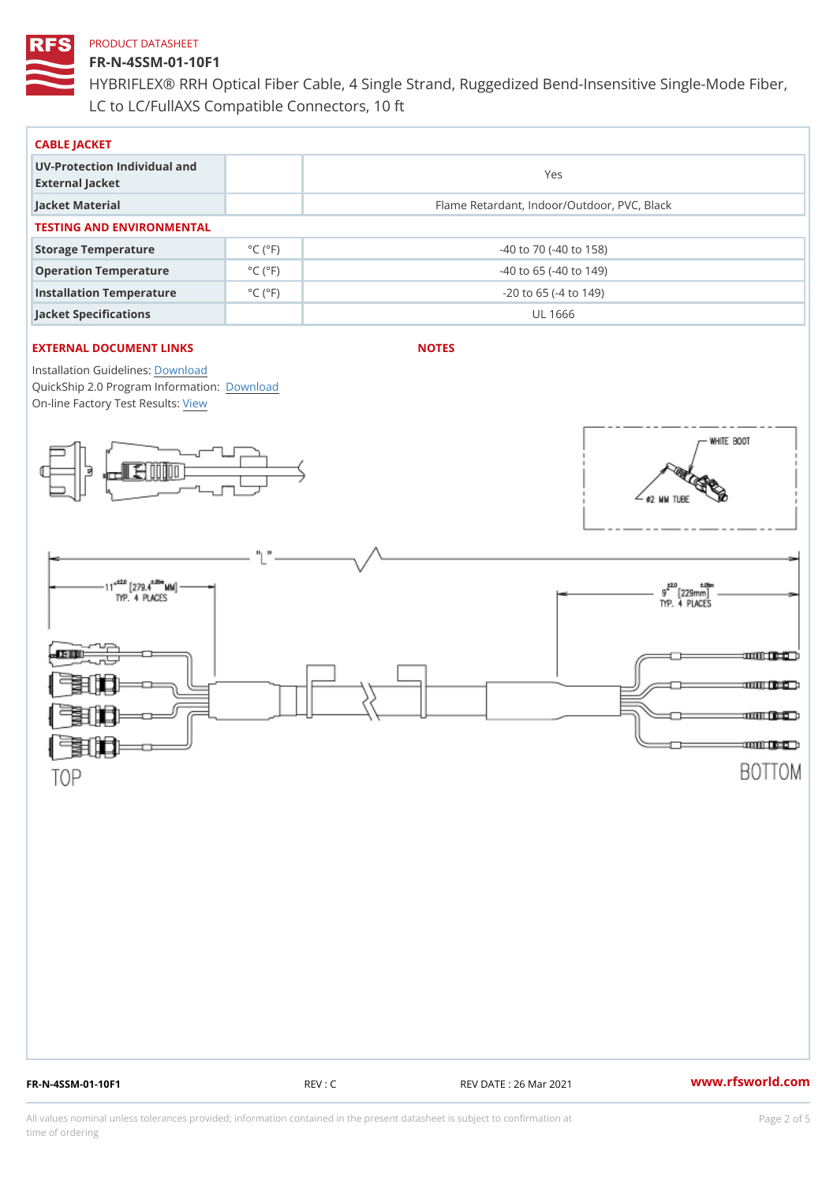PRODUCT DATASHEET

# FR-N-4SSM-01-10F1

HYBRIFLEX® RRH Optical Fiber Cable, 4 Single Strand, Ruggedized Bend-Insensitive Single-Mode Fiber, LC to LC/FullAXS Compatible Connectors, 10 ft

## CABLE JACKET

| | | |
|---|---|---|
| UV-Protection Individual and External Jacket | | Yes |
| Jacket Material | | Flame Retardant, Indoor/Outdoor, PVC, Black |

## TESTING AND ENVIRONMENTAL

| | | |
|---|---|---|
| Storage Temperature | °C (°F) | -40 to 70 (-40 to 158) |
| Operation Temperature | °C (°F) | -40 to 65 (-40 to 149) |
| Installation Temperature | °C (°F) | -20 to 65 (-4 to 149) |
| Jacket Specifications | | UL 1666 |

## EXTERNAL DOCUMENT LINKS

Installation Guidelines: Download
QuickShip 2.0 Program Information: Download
On-line Factory Test Results: View

## NOTES

WHITE BOOT
Ø2 MM TUBE

"L"

11" ±2.0 [279.4 ±.05 MM] TYP. 4 PLACES

9" ±2.0 [229mm ±.05] TYP. 4 PLACES

TOP

BOTTOM

FR-N-4SSM-01-10F1 REV : C REV DATE : 26 Mar 2021 www.rfsworld.com

All values nominal unless tolerances provided; information contained in the present datasheet is subject to confirmation at time of ordering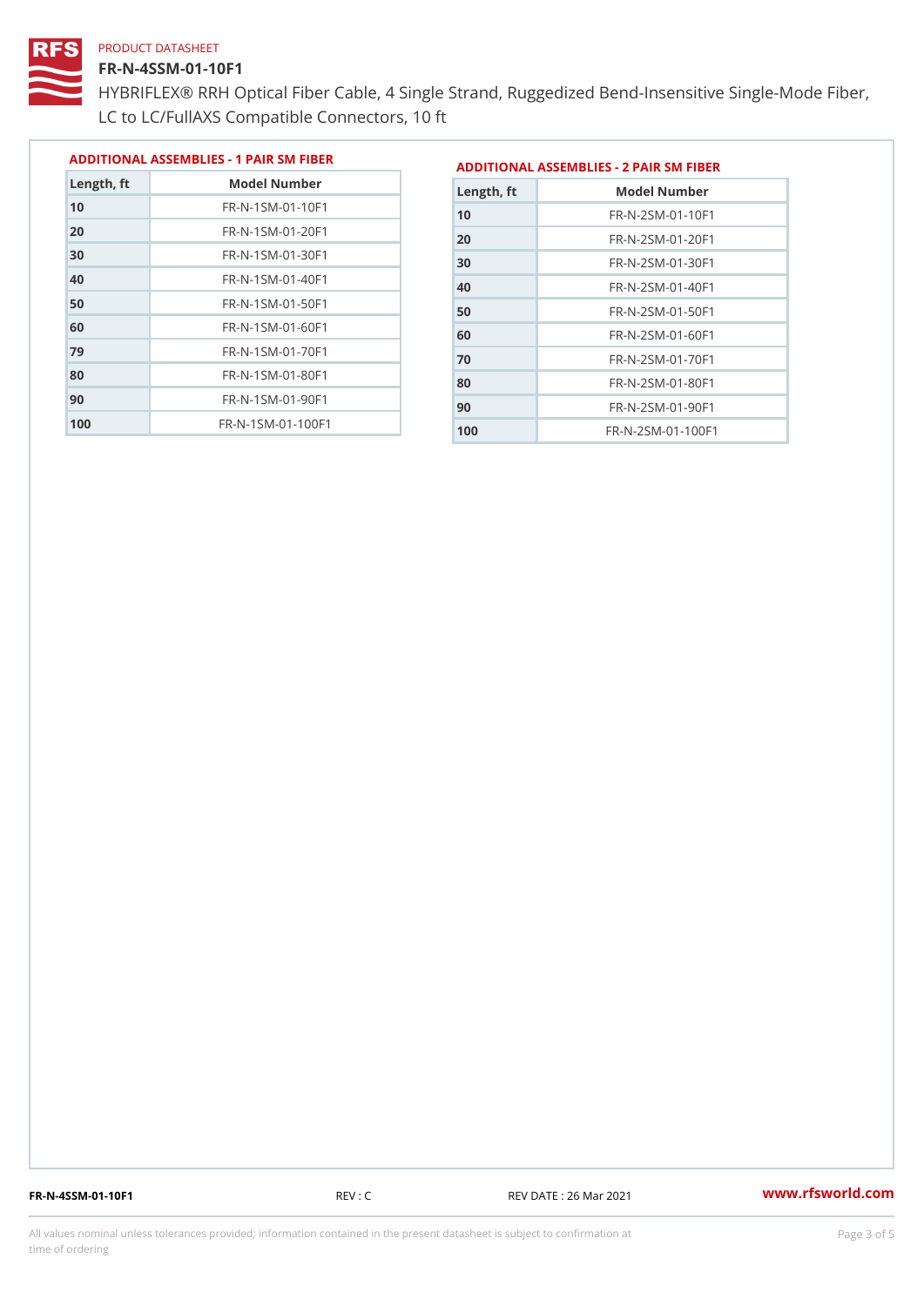PRODUCT DATASHEET

# FR-N-4SSM-01-10F1

HYBRIFLEX® RRH Optical Fiber Cable, 4 Single Strand, Ruggedized Bend-Insensitive Single-Mode Fiber, LC to LC/FullAXS Compatible Connectors, 10 ft

## ADDITIONAL ASSEMBLIES - 1 PAIR SM FIBER

| Length, ft | Model Number |
|---|---|
| 10 | FR-N-1SM-01-10F1 |
| 20 | FR-N-1SM-01-20F1 |
| 30 | FR-N-1SM-01-30F1 |
| 40 | FR-N-1SM-01-40F1 |
| 50 | FR-N-1SM-01-50F1 |
| 60 | FR-N-1SM-01-60F1 |
| 79 | FR-N-1SM-01-70F1 |
| 80 | FR-N-1SM-01-80F1 |
| 90 | FR-N-1SM-01-90F1 |
| 100 | FR-N-1SM-01-100F1 |

## ADDITIONAL ASSEMBLIES - 2 PAIR SM FIBER

| Length, ft | Model Number |
|---|---|
| 10 | FR-N-2SM-01-10F1 |
| 20 | FR-N-2SM-01-20F1 |
| 30 | FR-N-2SM-01-30F1 |
| 40 | FR-N-2SM-01-40F1 |
| 50 | FR-N-2SM-01-50F1 |
| 60 | FR-N-2SM-01-60F1 |
| 70 | FR-N-2SM-01-70F1 |
| 80 | FR-N-2SM-01-80F1 |
| 90 | FR-N-2SM-01-90F1 |
| 100 | FR-N-2SM-01-100F1 |

FR-N-4SSM-01-10F1 REV : C REV DATE : 26 Mar 2021 www.rfsworld.com

All values nominal unless tolerances provided; information contained in the present datasheet is subject to confirmation at time of ordering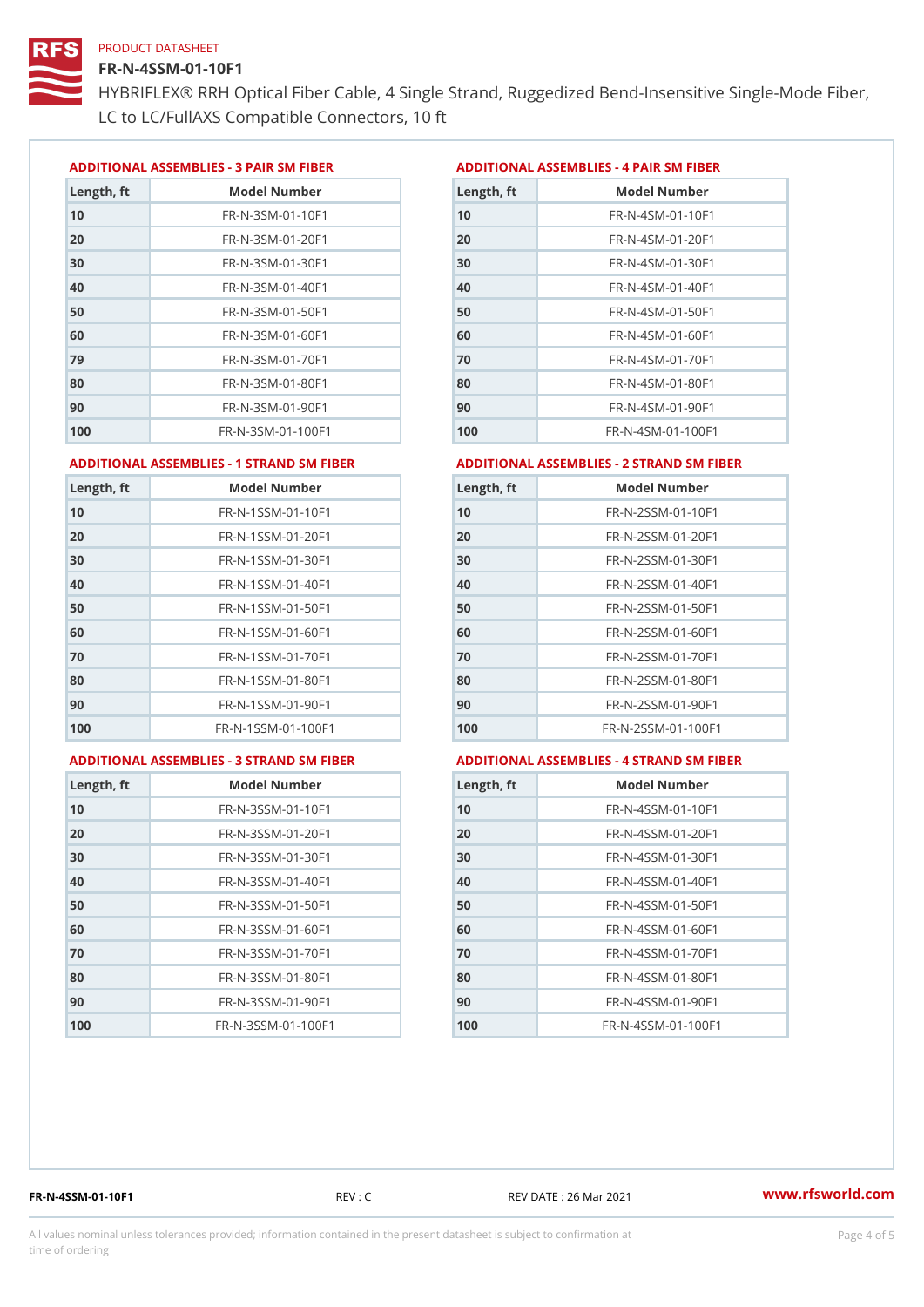PRODUCT DATASHEET

# FR-N-4SSM-01-10F1

HYBRIFLEX® RRH Optical Fiber Cable, 4 Single Strand, Ruggedized Bend-Insensitive Single-Mode Fiber, LC to LC/FullAXS Compatible Connectors, 10 ft

## ADDITIONAL ASSEMBLIES - 3 PAIR SM FIBER

| Length, ft | Model Number |
|---|---|
| 10 | FR-N-3SM-01-10F1 |
| 20 | FR-N-3SM-01-20F1 |
| 30 | FR-N-3SM-01-30F1 |
| 40 | FR-N-3SM-01-40F1 |
| 50 | FR-N-3SM-01-50F1 |
| 60 | FR-N-3SM-01-60F1 |
| 79 | FR-N-3SM-01-70F1 |
| 80 | FR-N-3SM-01-80F1 |
| 90 | FR-N-3SM-01-90F1 |
| 100 | FR-N-3SM-01-100F1 |

## ADDITIONAL ASSEMBLIES - 4 PAIR SM FIBER

| Length, ft | Model Number |
|---|---|
| 10 | FR-N-4SM-01-10F1 |
| 20 | FR-N-4SM-01-20F1 |
| 30 | FR-N-4SM-01-30F1 |
| 40 | FR-N-4SM-01-40F1 |
| 50 | FR-N-4SM-01-50F1 |
| 60 | FR-N-4SM-01-60F1 |
| 70 | FR-N-4SM-01-70F1 |
| 80 | FR-N-4SM-01-80F1 |
| 90 | FR-N-4SM-01-90F1 |
| 100 | FR-N-4SM-01-100F1 |

## ADDITIONAL ASSEMBLIES - 1 STRAND SM FIBER

| Length, ft | Model Number |
|---|---|
| 10 | FR-N-1SSM-01-10F1 |
| 20 | FR-N-1SSM-01-20F1 |
| 30 | FR-N-1SSM-01-30F1 |
| 40 | FR-N-1SSM-01-40F1 |
| 50 | FR-N-1SSM-01-50F1 |
| 60 | FR-N-1SSM-01-60F1 |
| 70 | FR-N-1SSM-01-70F1 |
| 80 | FR-N-1SSM-01-80F1 |
| 90 | FR-N-1SSM-01-90F1 |
| 100 | FR-N-1SSM-01-100F1 |

## ADDITIONAL ASSEMBLIES - 2 STRAND SM FIBER

| Length, ft | Model Number |
|---|---|
| 10 | FR-N-2SSM-01-10F1 |
| 20 | FR-N-2SSM-01-20F1 |
| 30 | FR-N-2SSM-01-30F1 |
| 40 | FR-N-2SSM-01-40F1 |
| 50 | FR-N-2SSM-01-50F1 |
| 60 | FR-N-2SSM-01-60F1 |
| 70 | FR-N-2SSM-01-70F1 |
| 80 | FR-N-2SSM-01-80F1 |
| 90 | FR-N-2SSM-01-90F1 |
| 100 | FR-N-2SSM-01-100F1 |

## ADDITIONAL ASSEMBLIES - 3 STRAND SM FIBER

| Length, ft | Model Number |
|---|---|
| 10 | FR-N-3SSM-01-10F1 |
| 20 | FR-N-3SSM-01-20F1 |
| 30 | FR-N-3SSM-01-30F1 |
| 40 | FR-N-3SSM-01-40F1 |
| 50 | FR-N-3SSM-01-50F1 |
| 60 | FR-N-3SSM-01-60F1 |
| 70 | FR-N-3SSM-01-70F1 |
| 80 | FR-N-3SSM-01-80F1 |
| 90 | FR-N-3SSM-01-90F1 |
| 100 | FR-N-3SSM-01-100F1 |

## ADDITIONAL ASSEMBLIES - 4 STRAND SM FIBER

| Length, ft | Model Number |
|---|---|
| 10 | FR-N-4SSM-01-10F1 |
| 20 | FR-N-4SSM-01-20F1 |
| 30 | FR-N-4SSM-01-30F1 |
| 40 | FR-N-4SSM-01-40F1 |
| 50 | FR-N-4SSM-01-50F1 |
| 60 | FR-N-4SSM-01-60F1 |
| 70 | FR-N-4SSM-01-70F1 |
| 80 | FR-N-4SSM-01-80F1 |
| 90 | FR-N-4SSM-01-90F1 |
| 100 | FR-N-4SSM-01-100F1 |

FR-N-4SSM-01-10F1 REV : C REV DATE : 26 Mar 2021 www.rfsworld.com

All values nominal unless tolerances provided; information contained in the present datasheet is subject to confirmation at time of ordering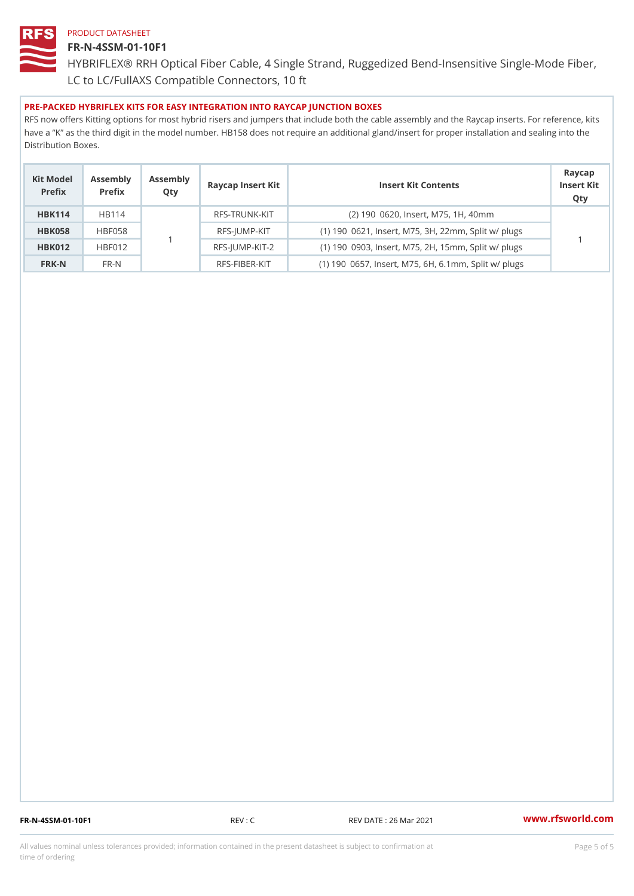PRODUCT DATASHEET

# FR-N-4SSM-01-10F1

HYBRIFLEX® RRH Optical Fiber Cable, 4 Single Strand, Ruggedized Bend-Insensitive Single-Mode Fiber, LC to LC/FullAXS Compatible Connectors, 10 ft

## PRE-PACKED HYBRIFLEX KITS FOR EASY INTEGRATION INTO RAYCAP JUNCTION BOXES

RFS now offers Kitting options for most hybrid risers and jumpers that include both the cable assembly and the Raycap inserts. For reference, kits have a "K" as the third digit in the model number. HB158 does not require an additional gland/insert for proper installation and sealing into the Distribution Boxes.

| Kit Model Prefix | Assembly Prefix | Assembly Qty | Raycap Insert Kit | Insert Kit Contents | Raycap Insert Kit Qty |
|---|---|---|---|---|---|
| HBK114 | HB114 | 1 | RFS-TRUNK-KIT | (2) 190 0620, Insert, M75, 1H, 40mm | 1 |
| HBK058 | HBF058 | | RFS-JUMP-KIT | (1) 190 0621, Insert, M75, 3H, 22mm, Split w/ plugs | |
| HBK012 | HBF012 | | RFS-JUMP-KIT-2 | (1) 190 0903, Insert, M75, 2H, 15mm, Split w/ plugs | |
| FRK-N | FR-N | | RFS-FIBER-KIT | (1) 190 0657, Insert, M75, 6H, 6.1mm, Split w/ plugs | |

FR-N-4SSM-01-10F1 REV : C REV DATE : 26 Mar 2021 www.rfsworld.com

All values nominal unless tolerances provided; information contained in the present datasheet is subject to confirmation at time of ordering